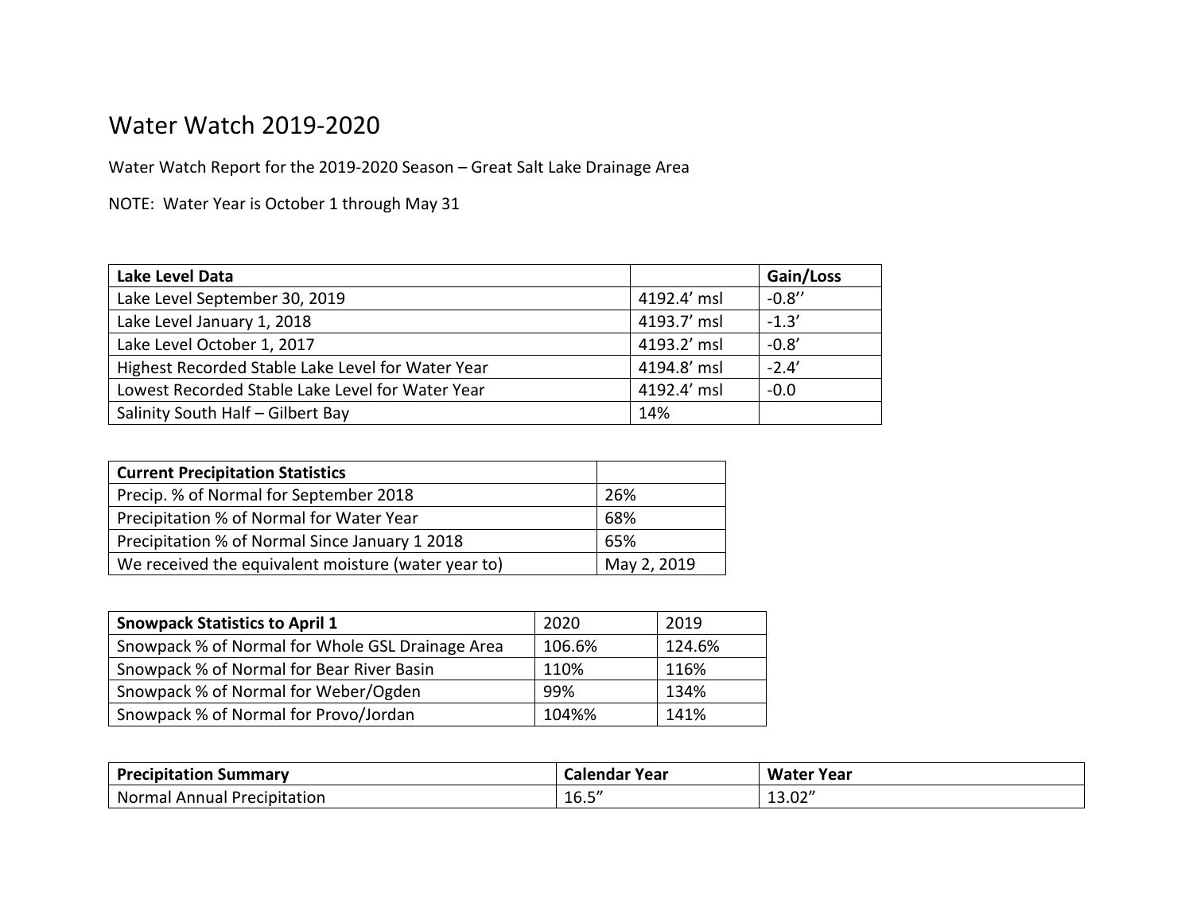# Water Watch 2019-2020

Water Watch Report for the 2019-2020 Season – Great Salt Lake Drainage Area

NOTE: Water Year is October 1 through May 31

| Lake Level Data | | Gain/Loss |
|---|---|---|
| Lake Level September 30, 2019 | 4192.4' msl | -0.8'' |
| Lake Level January 1, 2018 | 4193.7' msl | -1.3' |
| Lake Level October 1, 2017 | 4193.2' msl | -0.8' |
| Highest Recorded Stable Lake Level for Water Year | 4194.8' msl | -2.4' |
| Lowest Recorded Stable Lake Level for Water Year | 4192.4' msl | -0.0 |
| Salinity South Half – Gilbert Bay | 14% | |

| Current Precipitation Statistics | |
|---|---|
| Precip. % of Normal for September 2018 | 26% |
| Precipitation % of Normal for Water Year | 68% |
| Precipitation % of Normal Since January 1 2018 | 65% |
| We received the equivalent moisture (water year to) | May 2, 2019 |

| Snowpack Statistics to April 1 | 2020 | 2019 |
|---|---|---|
| Snowpack % of Normal for Whole GSL Drainage Area | 106.6% | 124.6% |
| Snowpack % of Normal for Bear River Basin | 110% | 116% |
| Snowpack % of Normal for Weber/Ogden | 99% | 134% |
| Snowpack % of Normal for Provo/Jordan | 104%% | 141% |

| Precipitation Summary | Calendar Year | Water Year |
|---|---|---|
| Normal Annual Precipitation | 16.5" | 13.02" |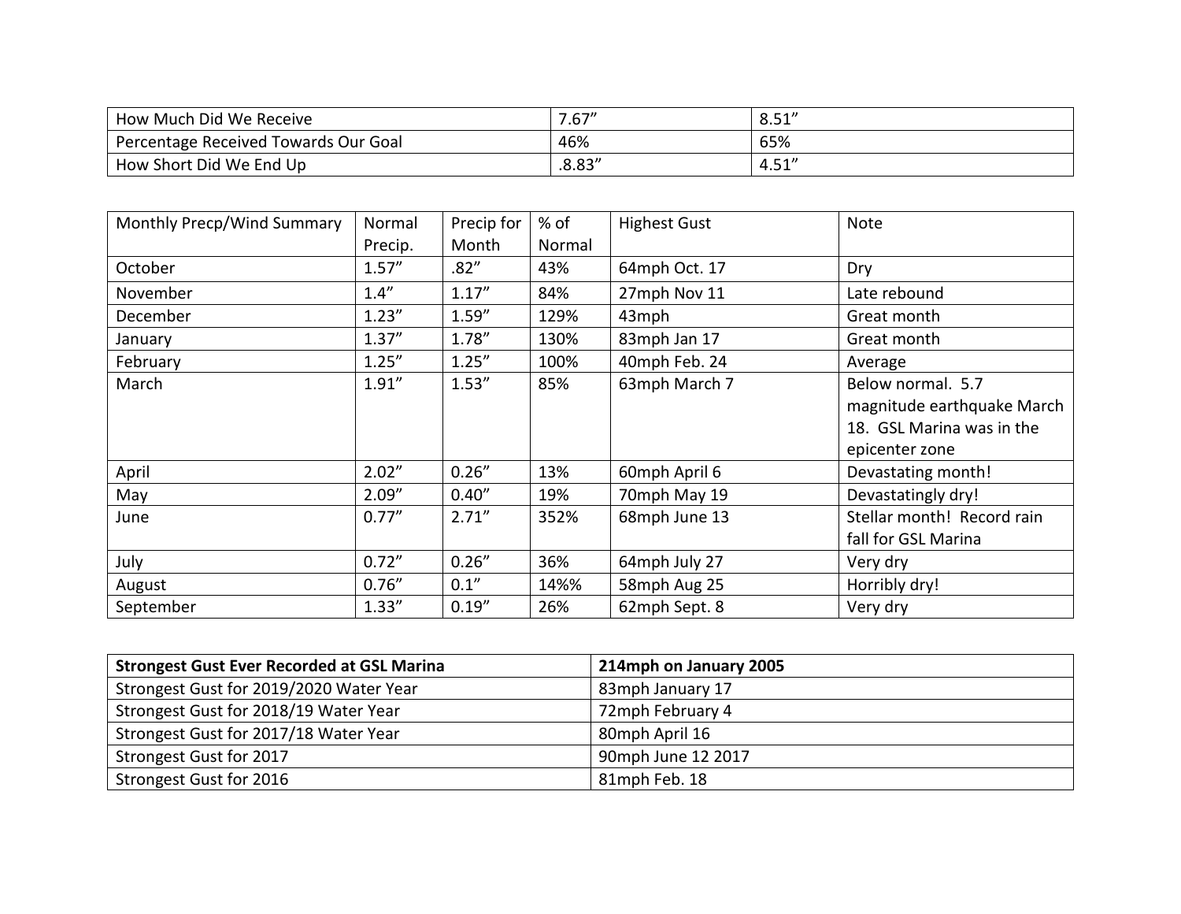| How Much Did We Receive | 7.67" | 8.51" |
|---|---|---|
| Percentage Received Towards Our Goal | 46% | 65% |
| How Short Did We End Up | .8.83" | 4.51" |

| Monthly Precp/Wind Summary | Normal Precip. | Precip for Month | % of Normal | Highest Gust | Note |
|---|---|---|---|---|---|
| October | 1.57" | .82" | 43% | 64mph Oct. 17 | Dry |
| November | 1.4" | 1.17" | 84% | 27mph Nov 11 | Late rebound |
| December | 1.23" | 1.59" | 129% | 43mph | Great month |
| January | 1.37" | 1.78" | 130% | 83mph Jan 17 | Great month |
| February | 1.25" | 1.25" | 100% | 40mph Feb. 24 | Average |
| March | 1.91" | 1.53" | 85% | 63mph March 7 | Below normal. 5.7 magnitude earthquake March 18. GSL Marina was in the epicenter zone |
| April | 2.02" | 0.26" | 13% | 60mph April 6 | Devastating month! |
| May | 2.09" | 0.40" | 19% | 70mph May 19 | Devastatingly dry! |
| June | 0.77" | 2.71" | 352% | 68mph June 13 | Stellar month! Record rain fall for GSL Marina |
| July | 0.72" | 0.26" | 36% | 64mph July 27 | Very dry |
| August | 0.76" | 0.1" | 14%% | 58mph Aug 25 | Horribly dry! |
| September | 1.33" | 0.19" | 26% | 62mph Sept. 8 | Very dry |

| **Strongest Gust Ever Recorded at GSL Marina** | **214mph on January 2005** |
|---|---|
| Strongest Gust for 2019/2020 Water Year | 83mph January 17 |
| Strongest Gust for 2018/19 Water Year | 72mph February 4 |
| Strongest Gust for 2017/18 Water Year | 80mph April 16 |
| Strongest Gust for 2017 | 90mph June 12 2017 |
| Strongest Gust for 2016 | 81mph Feb. 18 |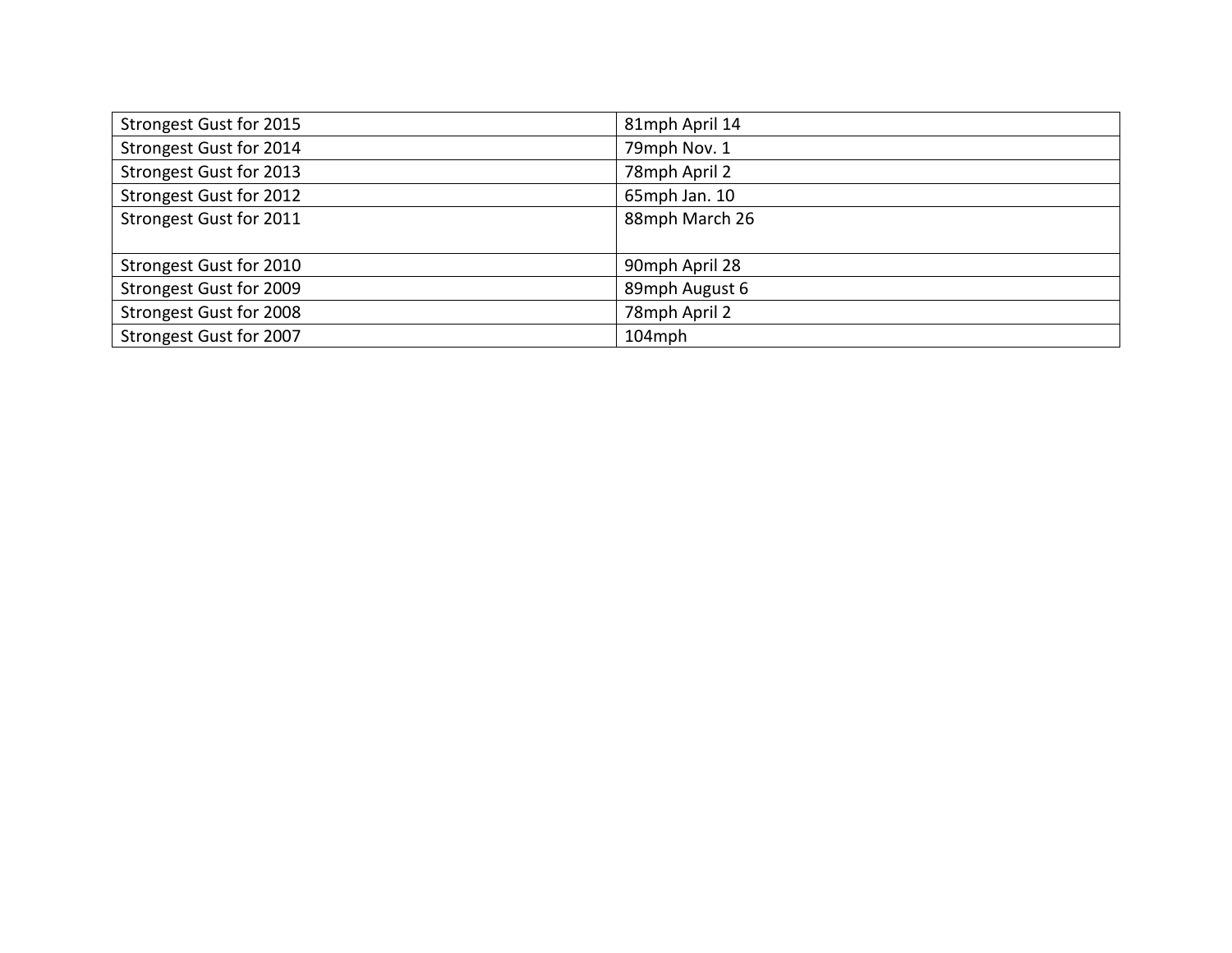| | |
|---|---|
| Strongest Gust for 2015 | 81mph April 14 |
| Strongest Gust for 2014 | 79mph Nov. 1 |
| Strongest Gust for 2013 | 78mph April 2 |
| Strongest Gust for 2012 | 65mph Jan. 10 |
| Strongest Gust for 2011 | 88mph March 26 |
| Strongest Gust for 2010 | 90mph April 28 |
| Strongest Gust for 2009 | 89mph August 6 |
| Strongest Gust for 2008 | 78mph April 2 |
| Strongest Gust for 2007 | 104mph |